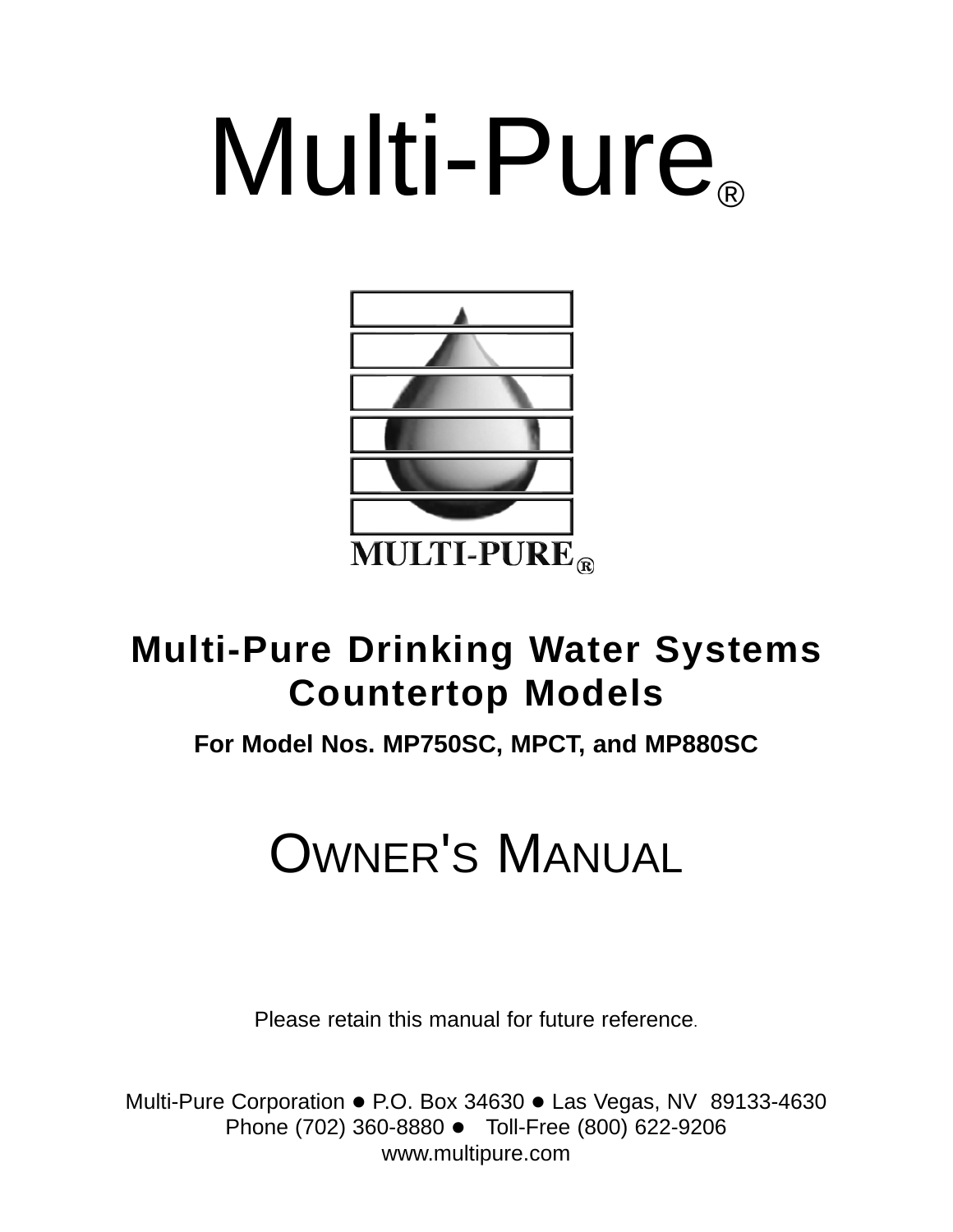# Multi-Pure®

MULTI-PURE®

## Multi-Pure Drinking Water Systems
## Countertop Models

**For Model Nos. MP750SC, MPCT, and MP880SC**

# OWNER'S MANUAL

Please retain this manual for future reference.

Multi-Pure Corporation ● P.O. Box 34630 ● Las Vegas, NV 89133-4630
Phone (702) 360-8880 ● Toll-Free (800) 622-9206
www.multipure.com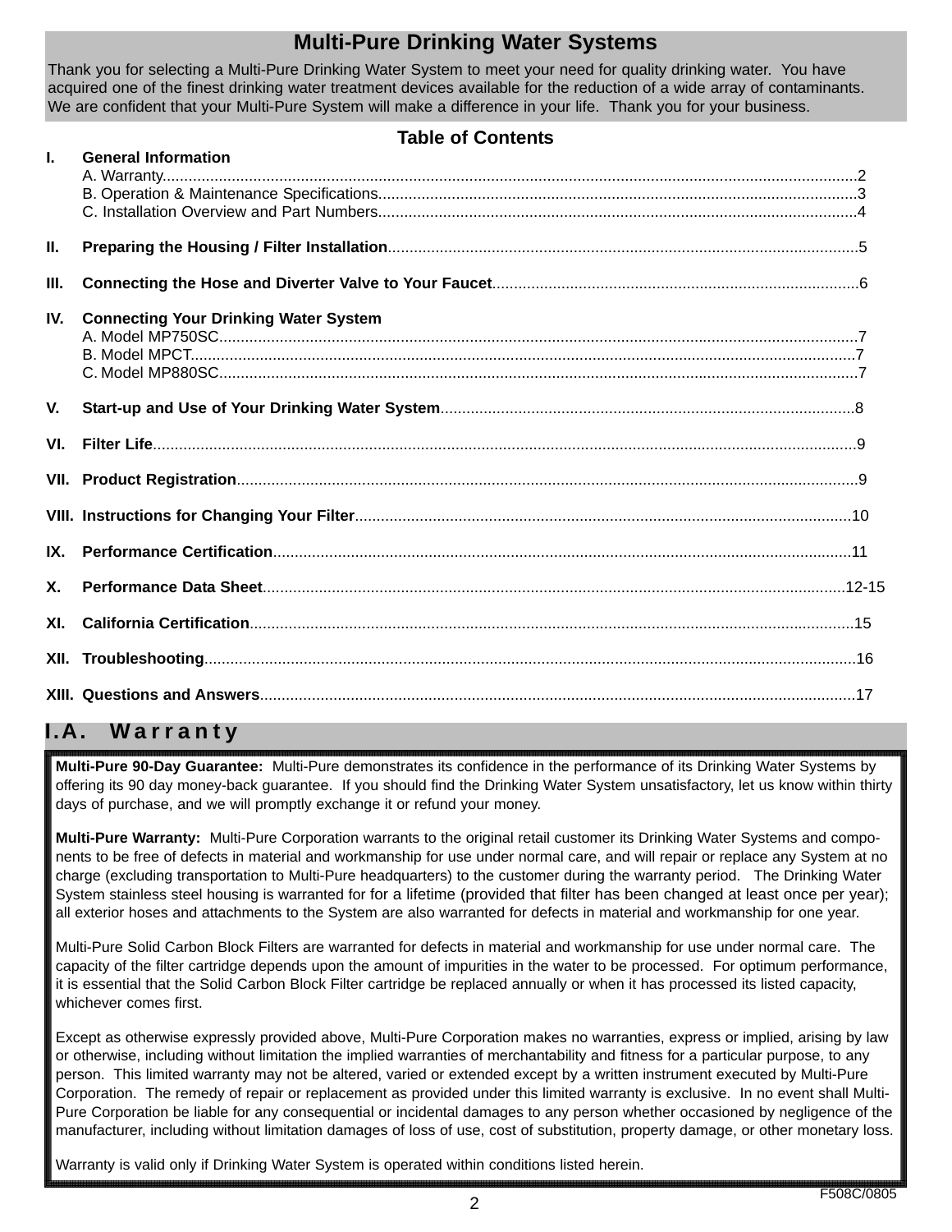# Multi-Pure Drinking Water Systems

Thank you for selecting a Multi-Pure Drinking Water System to meet your need for quality drinking water. You have acquired one of the finest drinking water treatment devices available for the reduction of a wide array of contaminants. We are confident that your Multi-Pure System will make a difference in your life. Thank you for your business.

## Table of Contents

**I. General Information**
- A. Warranty....................2
- B. Operation & Maintenance Specifications....................3
- C. Installation Overview and Part Numbers....................4

**II. Preparing the Housing / Filter Installation**....................5

**III. Connecting the Hose and Diverter Valve to Your Faucet**....................6

**IV. Connecting Your Drinking Water System**
- A. Model MP750SC....................7
- B. Model MPCT....................7
- C. Model MP880SC....................7

**V. Start-up and Use of Your Drinking Water System**....................8

**VI. Filter Life**....................9

**VII. Product Registration**....................9

**VIII. Instructions for Changing Your Filter**....................10

**IX. Performance Certification**....................11

**X. Performance Data Sheet**....................12-15

**XI. California Certification**....................15

**XII. Troubleshooting**....................16

**XIII. Questions and Answers**....................17

## I.A. Warranty

**Multi-Pure 90-Day Guarantee:** Multi-Pure demonstrates its confidence in the performance of its Drinking Water Systems by offering its 90 day money-back guarantee. If you should find the Drinking Water System unsatisfactory, let us know within thirty days of purchase, and we will promptly exchange it or refund your money.

**Multi-Pure Warranty:** Multi-Pure Corporation warrants to the original retail customer its Drinking Water Systems and components to be free of defects in material and workmanship for use under normal care, and will repair or replace any System at no charge (excluding transportation to Multi-Pure headquarters) to the customer during the warranty period. The Drinking Water System stainless steel housing is warranted for for a lifetime (provided that filter has been changed at least once per year); all exterior hoses and attachments to the System are also warranted for defects in material and workmanship for one year.

Multi-Pure Solid Carbon Block Filters are warranted for defects in material and workmanship for use under normal care. The capacity of the filter cartridge depends upon the amount of impurities in the water to be processed. For optimum performance, it is essential that the Solid Carbon Block Filter cartridge be replaced annually or when it has processed its listed capacity, whichever comes first.

Except as otherwise expressly provided above, Multi-Pure Corporation makes no warranties, express or implied, arising by law or otherwise, including without limitation the implied warranties of merchantability and fitness for a particular purpose, to any person. This limited warranty may not be altered, varied or extended except by a written instrument executed by Multi-Pure Corporation. The remedy of repair or replacement as provided under this limited warranty is exclusive. In no event shall Multi-Pure Corporation be liable for any consequential or incidental damages to any person whether occasioned by negligence of the manufacturer, including without limitation damages of loss of use, cost of substitution, property damage, or other monetary loss.

Warranty is valid only if Drinking Water System is operated within conditions listed herein.

F508C/0805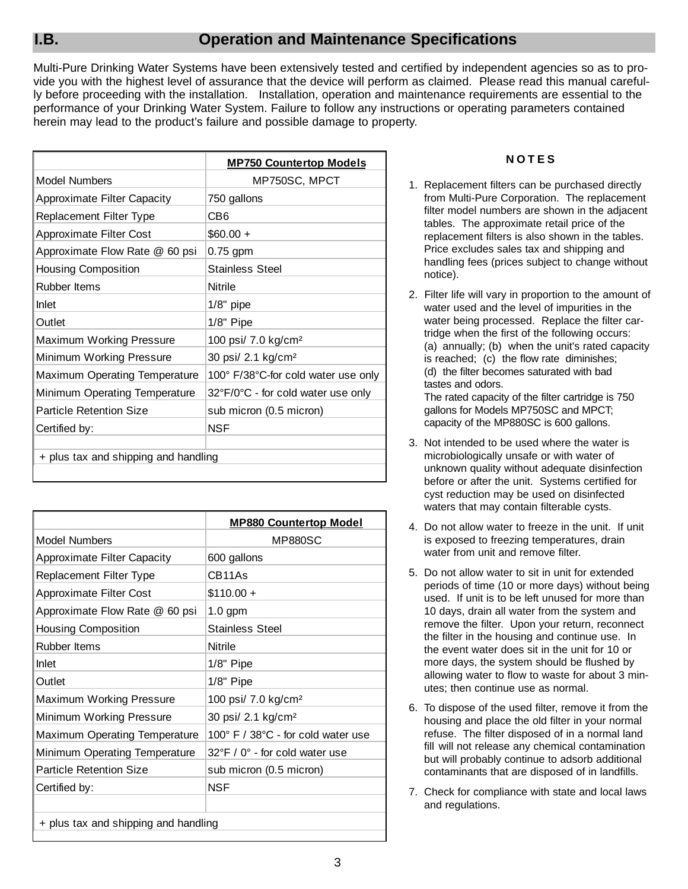## I.B. Operation and Maintenance Specifications

Multi-Pure Drinking Water Systems have been extensively tested and certified by independent agencies so as to provide you with the highest level of assurance that the device will perform as claimed. Please read this manual carefully before proceeding with the installation. Installation, operation and maintenance requirements are essential to the performance of your Drinking Water System. Failure to follow any instructions or operating parameters contained herein may lead to the product's failure and possible damage to property.

| | MP750 Countertop Models |
|---|---|
| Model Numbers | MP750SC, MPCT |
| Approximate Filter Capacity | 750 gallons |
| Replacement Filter Type | CB6 |
| Approximate Filter Cost | $60.00 + |
| Approximate Flow Rate @ 60 psi | 0.75 gpm |
| Housing Composition | Stainless Steel |
| Rubber Items | Nitrile |
| Inlet | 1/8" pipe |
| Outlet | 1/8" Pipe |
| Maximum Working Pressure | 100 psi/ 7.0 kg/cm² |
| Minimum Working Pressure | 30 psi/ 2.1 kg/cm² |
| Maximum Operating Temperature | 100° F/38°C-for cold water use only |
| Minimum Operating Temperature | 32°F/0°C - for cold water use only |
| Particle Retention Size | sub micron (0.5 micron) |
| Certified by: | NSF |
| | |
| + plus tax and shipping and handling | |

| | MP880 Countertop Model |
|---|---|
| Model Numbers | MP880SC |
| Approximate Filter Capacity | 600 gallons |
| Replacement Filter Type | CB11As |
| Approximate Filter Cost | $110.00 + |
| Approximate Flow Rate @ 60 psi | 1.0 gpm |
| Housing Composition | Stainless Steel |
| Rubber Items | Nitrile |
| Inlet | 1/8" Pipe |
| Outlet | 1/8" Pipe |
| Maximum Working Pressure | 100 psi/ 7.0 kg/cm² |
| Minimum Working Pressure | 30 psi/ 2.1 kg/cm² |
| Maximum Operating Temperature | 100° F / 38°C - for cold water use |
| Minimum Operating Temperature | 32°F / 0° - for cold water use |
| Particle Retention Size | sub micron (0.5 micron) |
| Certified by: | NSF |
| | |
| + plus tax and shipping and handling | |

### NOTES

1. Replacement filters can be purchased directly from Multi-Pure Corporation. The replacement filter model numbers are shown in the adjacent tables. The approximate retail price of the replacement filters is also shown in the tables. Price excludes sales tax and shipping and handling fees (prices subject to change without notice).
2. Filter life will vary in proportion to the amount of water used and the level of impurities in the water being processed. Replace the filter cartridge when the first of the following occurs: (a) annually; (b) when the unit's rated capacity is reached; (c) the flow rate diminishes; (d) the filter becomes saturated with bad tastes and odors.
   The rated capacity of the filter cartridge is 750 gallons for Models MP750SC and MPCT; capacity of the MP880SC is 600 gallons.
3. Not intended to be used where the water is microbiologically unsafe or with water of unknown quality without adequate disinfection before or after the unit. Systems certified for cyst reduction may be used on disinfected waters that may contain filterable cysts.
4. Do not allow water to freeze in the unit. If unit is exposed to freezing temperatures, drain water from unit and remove filter.
5. Do not allow water to sit in unit for extended periods of time (10 or more days) without being used. If unit is to be left unused for more than 10 days, drain all water from the system and remove the filter. Upon your return, reconnect the filter in the housing and continue use. In the event water does sit in the unit for 10 or more days, the system should be flushed by allowing water to flow to waste for about 3 minutes; then continue use as normal.
6. To dispose of the used filter, remove it from the housing and place the old filter in your normal refuse. The filter disposed of in a normal land fill will not release any chemical contamination but will probably continue to adsorb additional contaminants that are disposed of in landfills.
7. Check for compliance with state and local laws and regulations.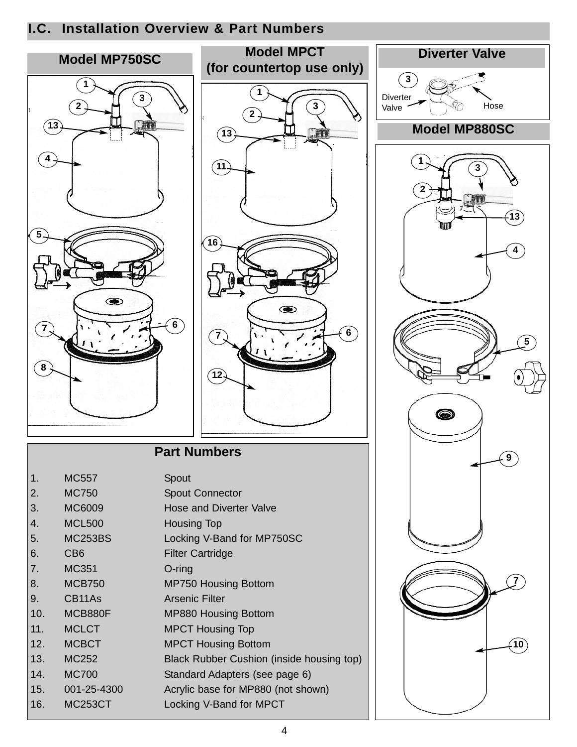## I.C. Installation Overview & Part Numbers

### Model MP750SC

### Model MPCT (for countertop use only)

### Diverter Valve

Diverter Valve

Hose

### Model MP880SC

### Part Numbers

| | | |
|---|---|---|
| 1. | MC557 | Spout |
| 2. | MC750 | Spout Connector |
| 3. | MC6009 | Hose and Diverter Valve |
| 4. | MCL500 | Housing Top |
| 5. | MC253BS | Locking V-Band for MP750SC |
| 6. | CB6 | Filter Cartridge |
| 7. | MC351 | O-ring |
| 8. | MCB750 | MP750 Housing Bottom |
| 9. | CB11As | Arsenic Filter |
| 10. | MCB880F | MP880 Housing Bottom |
| 11. | MCLCT | MPCT Housing Top |
| 12. | MCBCT | MPCT Housing Bottom |
| 13. | MC252 | Black Rubber Cushion (inside housing top) |
| 14. | MC700 | Standard Adapters (see page 6) |
| 15. | 001-25-4300 | Acrylic base for MP880 (not shown) |
| 16. | MC253CT | Locking V-Band for MPCT |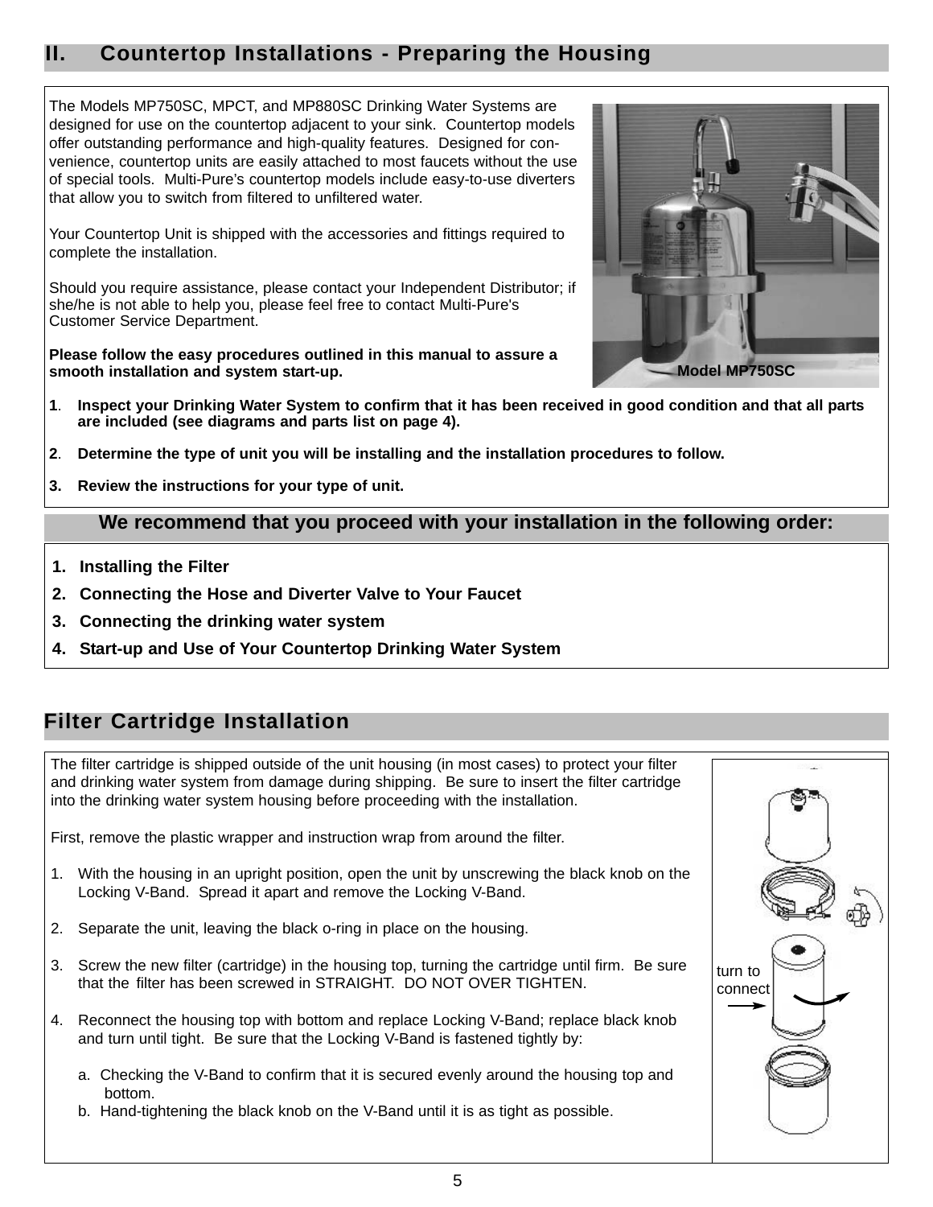## II. Countertop Installations - Preparing the Housing

The Models MP750SC, MPCT, and MP880SC Drinking Water Systems are designed for use on the countertop adjacent to your sink. Countertop models offer outstanding performance and high-quality features. Designed for convenience, countertop units are easily attached to most faucets without the use of special tools. Multi-Pure's countertop models include easy-to-use diverters that allow you to switch from filtered to unfiltered water.

Your Countertop Unit is shipped with the accessories and fittings required to complete the installation.

Should you require assistance, please contact your Independent Distributor; if she/he is not able to help you, please feel free to contact Multi-Pure's Customer Service Department.

**Please follow the easy procedures outlined in this manual to assure a smooth installation and system start-up.**

Model MP750SC

1. **Inspect your Drinking Water System to confirm that it has been received in good condition and that all parts are included (see diagrams and parts list on page 4).**
2. **Determine the type of unit you will be installing and the installation procedures to follow.**
3. **Review the instructions for your type of unit.**

### We recommend that you proceed with your installation in the following order:

1. **Installing the Filter**
2. **Connecting the Hose and Diverter Valve to Your Faucet**
3. **Connecting the drinking water system**
4. **Start-up and Use of Your Countertop Drinking Water System**

## Filter Cartridge Installation

The filter cartridge is shipped outside of the unit housing (in most cases) to protect your filter and drinking water system from damage during shipping. Be sure to insert the filter cartridge into the drinking water system housing before proceeding with the installation.

First, remove the plastic wrapper and instruction wrap from around the filter.

1. With the housing in an upright position, open the unit by unscrewing the black knob on the Locking V-Band. Spread it apart and remove the Locking V-Band.
2. Separate the unit, leaving the black o-ring in place on the housing.
3. Screw the new filter (cartridge) in the housing top, turning the cartridge until firm. Be sure that the filter has been screwed in STRAIGHT. DO NOT OVER TIGHTEN.
4. Reconnect the housing top with bottom and replace Locking V-Band; replace black knob and turn until tight. Be sure that the Locking V-Band is fastened tightly by:

   a. Checking the V-Band to confirm that it is secured evenly around the housing top and bottom.
   b. Hand-tightening the black knob on the V-Band until it is as tight as possible.

turn to connect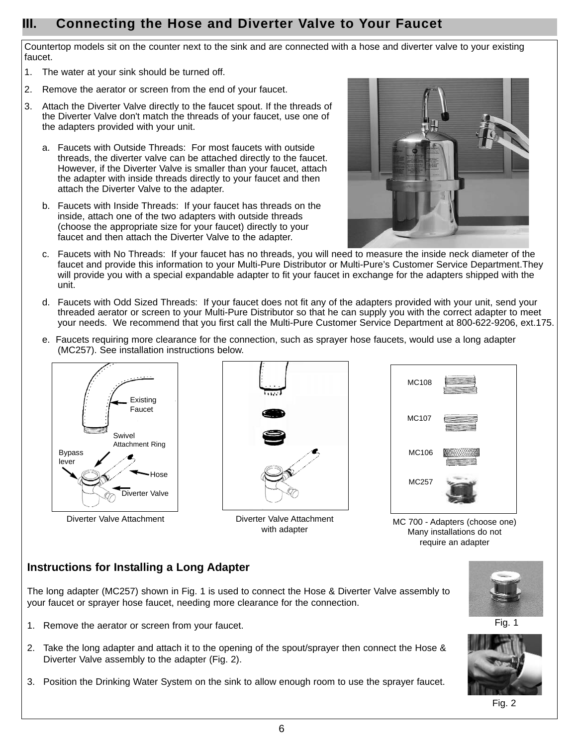## III. Connecting the Hose and Diverter Valve to Your Faucet

Countertop models sit on the counter next to the sink and are connected with a hose and diverter valve to your existing faucet.

1. The water at your sink should be turned off.
2. Remove the aerator or screen from the end of your faucet.
3. Attach the Diverter Valve directly to the faucet spout. If the threads of the Diverter Valve don't match the threads of your faucet, use one of the adapters provided with your unit.

   a. Faucets with Outside Threads: For most faucets with outside threads, the diverter valve can be attached directly to the faucet. However, if the Diverter Valve is smaller than your faucet, attach the adapter with inside threads directly to your faucet and then attach the Diverter Valve to the adapter.

   b. Faucets with Inside Threads: If your faucet has threads on the inside, attach one of the two adapters with outside threads (choose the appropriate size for your faucet) directly to your faucet and then attach the Diverter Valve to the adapter.

   c. Faucets with No Threads: If your faucet has no threads, you will need to measure the inside neck diameter of the faucet and provide this information to your Multi-Pure Distributor or Multi-Pure's Customer Service Department.They will provide you with a special expandable adapter to fit your faucet in exchange for the adapters shipped with the unit.

   d. Faucets with Odd Sized Threads: If your faucet does not fit any of the adapters provided with your unit, send your threaded aerator or screen to your Multi-Pure Distributor so that he can supply you with the correct adapter to meet your needs. We recommend that you first call the Multi-Pure Customer Service Department at 800-622-9206, ext.175.

   e. Faucets requiring more clearance for the connection, such as sprayer hose faucets, would use a long adapter (MC257). See installation instructions below.

Existing Faucet, Swivel Attachment Ring, Bypass lever, Hose, Diverter Valve

Diverter Valve Attachment

Diverter Valve Attachment with adapter

MC108, MC107, MC106, MC257

MC 700 - Adapters (choose one) Many installations do not require an adapter

### Instructions for Installing a Long Adapter

The long adapter (MC257) shown in Fig. 1 is used to connect the Hose & Diverter Valve assembly to your faucet or sprayer hose faucet, needing more clearance for the connection.

1. Remove the aerator or screen from your faucet.
2. Take the long adapter and attach it to the opening of the spout/sprayer then connect the Hose & Diverter Valve assembly to the adapter (Fig. 2).
3. Position the Drinking Water System on the sink to allow enough room to use the sprayer faucet.

Fig. 1

Fig. 2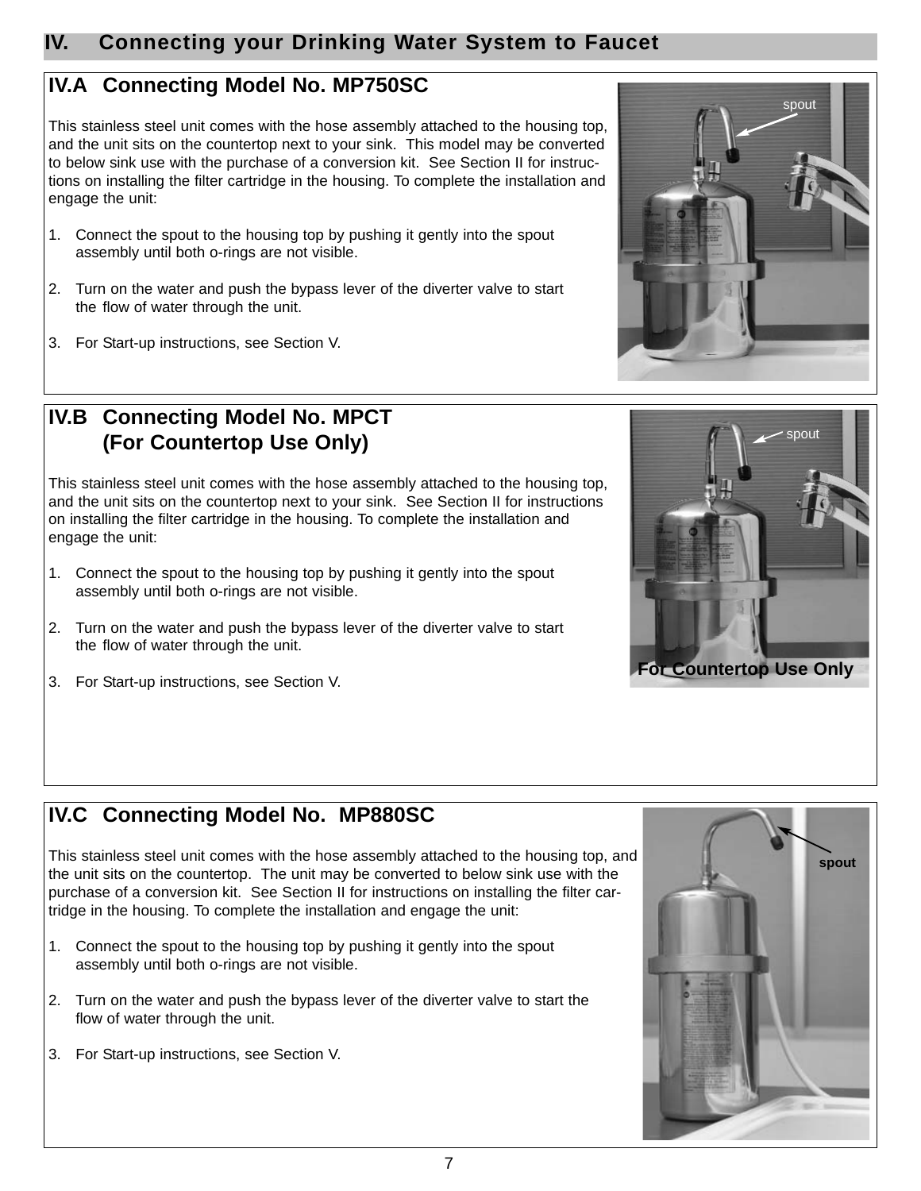# IV. Connecting your Drinking Water System to Faucet

## IV.A Connecting Model No. MP750SC

This stainless steel unit comes with the hose assembly attached to the housing top, and the unit sits on the countertop next to your sink. This model may be converted to below sink use with the purchase of a conversion kit. See Section II for instructions on installing the filter cartridge in the housing. To complete the installation and engage the unit:

1. Connect the spout to the housing top by pushing it gently into the spout assembly until both o-rings are not visible.

2. Turn on the water and push the bypass lever of the diverter valve to start the flow of water through the unit.

3. For Start-up instructions, see Section V.

spout

## IV.B Connecting Model No. MPCT (For Countertop Use Only)

This stainless steel unit comes with the hose assembly attached to the housing top, and the unit sits on the countertop next to your sink. See Section II for instructions on installing the filter cartridge in the housing. To complete the installation and engage the unit:

1. Connect the spout to the housing top by pushing it gently into the spout assembly until both o-rings are not visible.

2. Turn on the water and push the bypass lever of the diverter valve to start the flow of water through the unit.

3. For Start-up instructions, see Section V.

spout

For Countertop Use Only

## IV.C Connecting Model No. MP880SC

This stainless steel unit comes with the hose assembly attached to the housing top, and the unit sits on the countertop. The unit may be converted to below sink use with the purchase of a conversion kit. See Section II for instructions on installing the filter cartridge in the housing. To complete the installation and engage the unit:

1. Connect the spout to the housing top by pushing it gently into the spout assembly until both o-rings are not visible.

2. Turn on the water and push the bypass lever of the diverter valve to start the flow of water through the unit.

3. For Start-up instructions, see Section V.

**spout**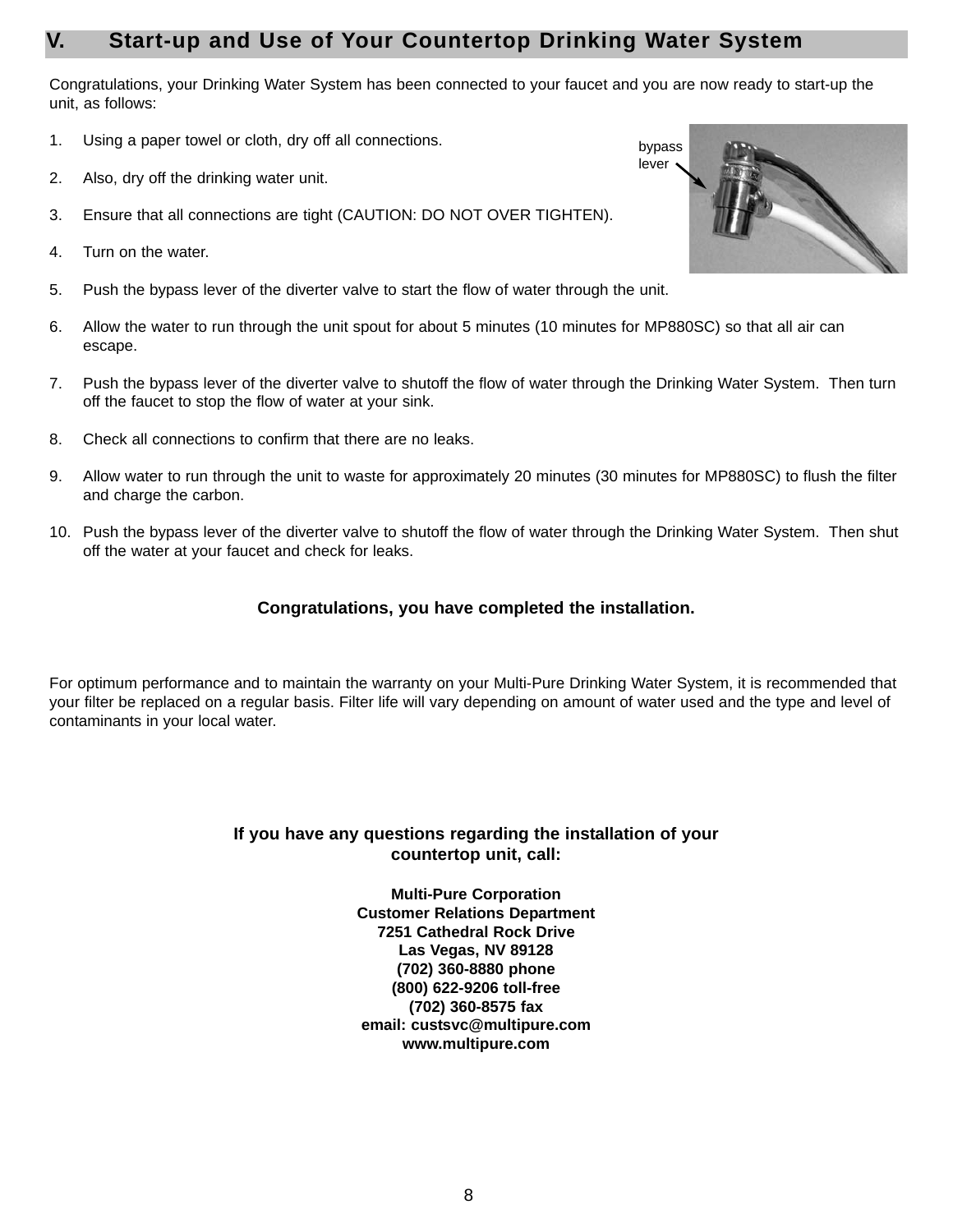## V. Start-up and Use of Your Countertop Drinking Water System

Congratulations, your Drinking Water System has been connected to your faucet and you are now ready to start-up the unit, as follows:

bypass lever

1. Using a paper towel or cloth, dry off all connections.
2. Also, dry off the drinking water unit.
3. Ensure that all connections are tight (CAUTION: DO NOT OVER TIGHTEN).
4. Turn on the water.
5. Push the bypass lever of the diverter valve to start the flow of water through the unit.
6. Allow the water to run through the unit spout for about 5 minutes (10 minutes for MP880SC) so that all air can escape.
7. Push the bypass lever of the diverter valve to shutoff the flow of water through the Drinking Water System. Then turn off the faucet to stop the flow of water at your sink.
8. Check all connections to confirm that there are no leaks.
9. Allow water to run through the unit to waste for approximately 20 minutes (30 minutes for MP880SC) to flush the filter and charge the carbon.
10. Push the bypass lever of the diverter valve to shutoff the flow of water through the Drinking Water System. Then shut off the water at your faucet and check for leaks.

**Congratulations, you have completed the installation.**

For optimum performance and to maintain the warranty on your Multi-Pure Drinking Water System, it is recommended that your filter be replaced on a regular basis. Filter life will vary depending on amount of water used and the type and level of contaminants in your local water.

**If you have any questions regarding the installation of your countertop unit, call:**

**Multi-Pure Corporation**
**Customer Relations Department**
**7251 Cathedral Rock Drive**
**Las Vegas, NV 89128**
**(702) 360-8880 phone**
**(800) 622-9206 toll-free**
**(702) 360-8575 fax**
**email: custsvc@multipure.com**
**www.multipure.com**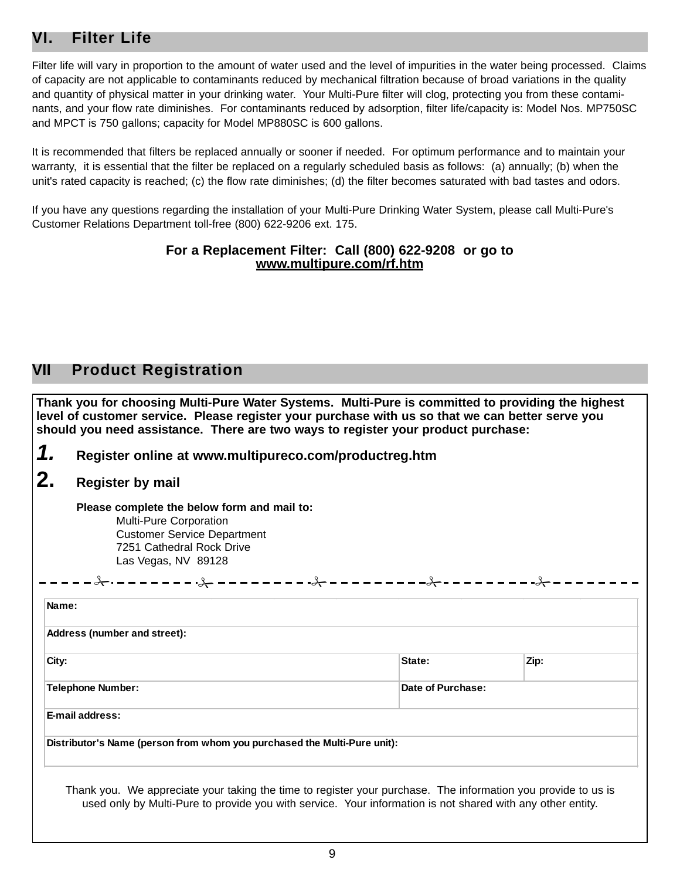## VI. Filter Life

Filter life will vary in proportion to the amount of water used and the level of impurities in the water being processed. Claims of capacity are not applicable to contaminants reduced by mechanical filtration because of broad variations in the quality and quantity of physical matter in your drinking water. Your Multi-Pure filter will clog, protecting you from these contaminants, and your flow rate diminishes. For contaminants reduced by adsorption, filter life/capacity is: Model Nos. MP750SC and MPCT is 750 gallons; capacity for Model MP880SC is 600 gallons.

It is recommended that filters be replaced annually or sooner if needed. For optimum performance and to maintain your warranty, it is essential that the filter be replaced on a regularly scheduled basis as follows: (a) annually; (b) when the unit's rated capacity is reached; (c) the flow rate diminishes; (d) the filter becomes saturated with bad tastes and odors.

If you have any questions regarding the installation of your Multi-Pure Drinking Water System, please call Multi-Pure's Customer Relations Department toll-free (800) 622-9206 ext. 175.

**For a Replacement Filter: Call (800) 622-9208 or go to**
**www.multipure.com/rf.htm**

## VII Product Registration

**Thank you for choosing Multi-Pure Water Systems. Multi-Pure is committed to providing the highest level of customer service. Please register your purchase with us so that we can better serve you should you need assistance. There are two ways to register your product purchase:**

1. **Register online at www.multipureco.com/productreg.htm**
2. **Register by mail**

**Please complete the below form and mail to:**

Multi-Pure Corporation
Customer Service Department
7251 Cathedral Rock Drive
Las Vegas, NV 89128

- - - - - ✂ - - - - - - - - ✂ - - - - - - - - ✂ - - - - - - - - ✂ - - - - - - - - ✂ - - - - - - - -

| Name: | | |
|---|---|---|
| Address (number and street): | | |
| City: | State: | Zip: |
| Telephone Number: | Date of Purchase: | |
| E-mail address: | | |
| Distributor's Name (person from whom you purchased the Multi-Pure unit): | | |

Thank you. We appreciate your taking the time to register your purchase. The information you provide to us is used only by Multi-Pure to provide you with service. Your information is not shared with any other entity.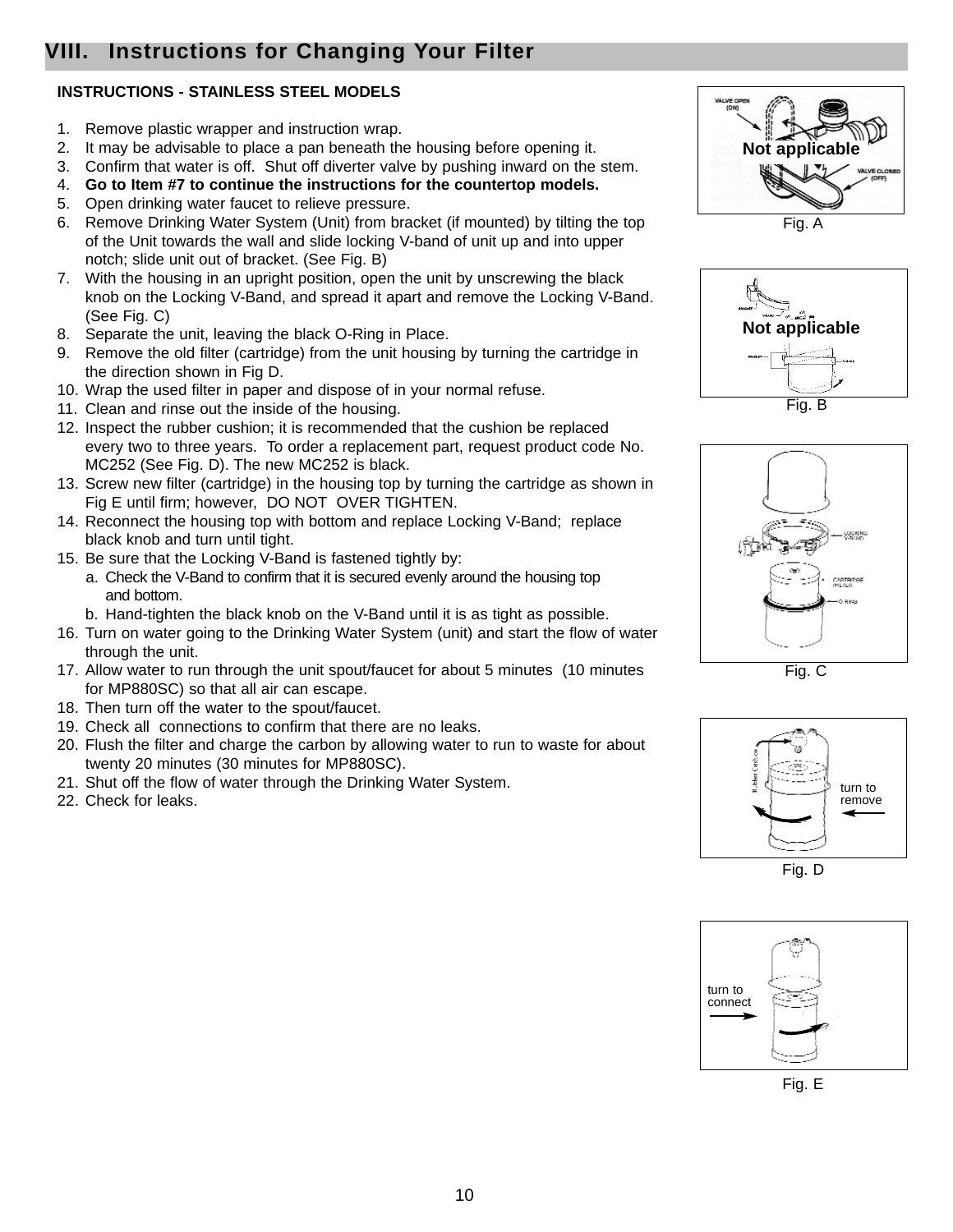## VIII. Instructions for Changing Your Filter

**INSTRUCTIONS - STAINLESS STEEL MODELS**

1. Remove plastic wrapper and instruction wrap.
2. It may be advisable to place a pan beneath the housing before opening it.
3. Confirm that water is off. Shut off diverter valve by pushing inward on the stem.
4. **Go to Item #7 to continue the instructions for the countertop models.**
5. Open drinking water faucet to relieve pressure.
6. Remove Drinking Water System (Unit) from bracket (if mounted) by tilting the top of the Unit towards the wall and slide locking V-band of unit up and into upper notch; slide unit out of bracket. (See Fig. B)
7. With the housing in an upright position, open the unit by unscrewing the black knob on the Locking V-Band, and spread it apart and remove the Locking V-Band. (See Fig. C)
8. Separate the unit, leaving the black O-Ring in Place.
9. Remove the old filter (cartridge) from the unit housing by turning the cartridge in the direction shown in Fig D.
10. Wrap the used filter in paper and dispose of in your normal refuse.
11. Clean and rinse out the inside of the housing.
12. Inspect the rubber cushion; it is recommended that the cushion be replaced every two to three years. To order a replacement part, request product code No. MC252 (See Fig. D). The new MC252 is black.
13. Screw new filter (cartridge) in the housing top by turning the cartridge as shown in Fig E until firm; however, DO NOT OVER TIGHTEN.
14. Reconnect the housing top with bottom and replace Locking V-Band; replace black knob and turn until tight.
15. Be sure that the Locking V-Band is fastened tightly by:
    a. Check the V-Band to confirm that it is secured evenly around the housing top and bottom.
    b. Hand-tighten the black knob on the V-Band until it is as tight as possible.
16. Turn on water going to the Drinking Water System (unit) and start the flow of water through the unit.
17. Allow water to run through the unit spout/faucet for about 5 minutes (10 minutes for MP880SC) so that all air can escape.
18. Then turn off the water to the spout/faucet.
19. Check all connections to confirm that there are no leaks.
20. Flush the filter and charge the carbon by allowing water to run to waste for about twenty 20 minutes (30 minutes for MP880SC).
21. Shut off the flow of water through the Drinking Water System.
22. Check for leaks.

Not applicable

Fig. A

Not applicable

Fig. B

Fig. C

turn to remove

Fig. D

turn to connect

Fig. E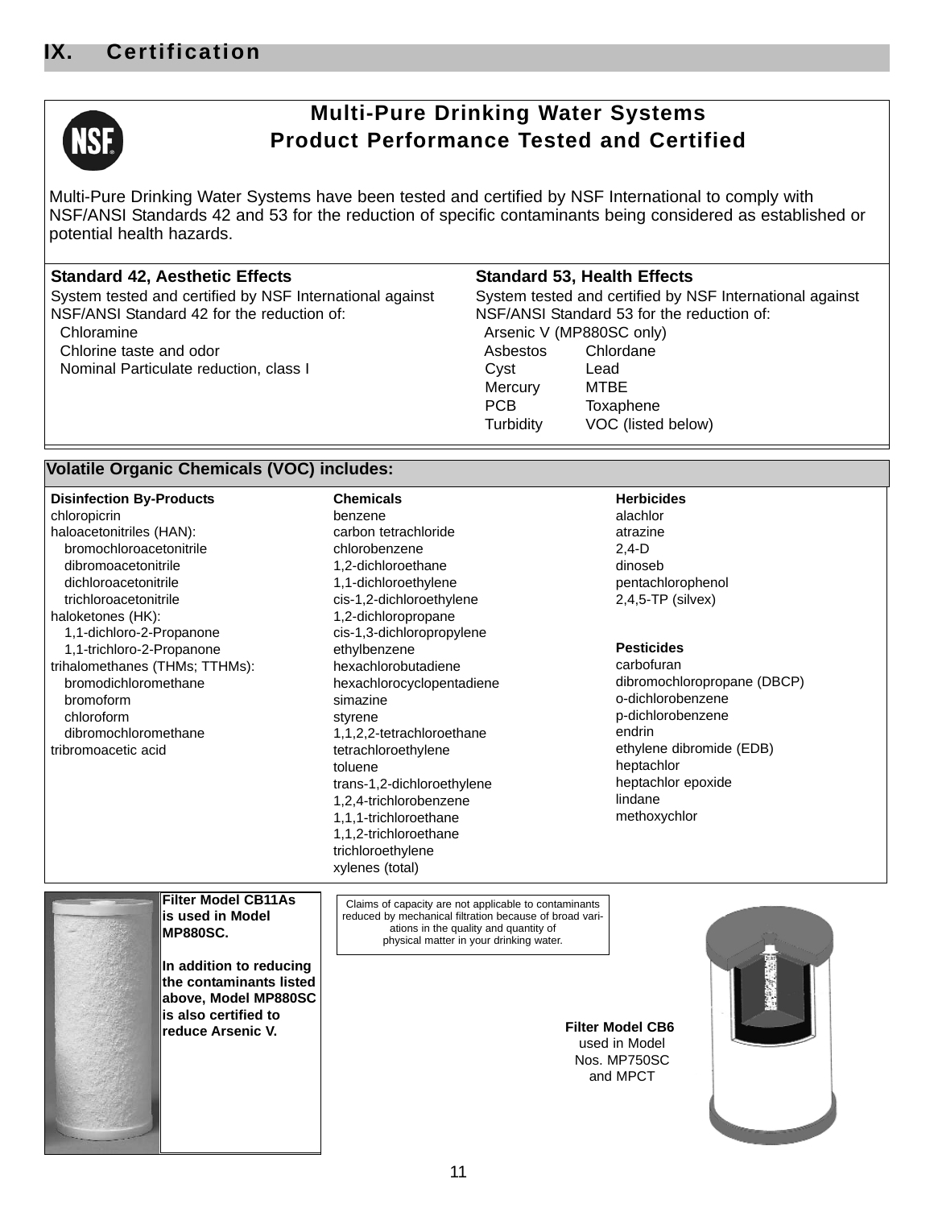# IX. Certification

## Multi-Pure Drinking Water Systems
## Product Performance Tested and Certified

Multi-Pure Drinking Water Systems have been tested and certified by NSF International to comply with NSF/ANSI Standards 42 and 53 for the reduction of specific contaminants being considered as established or potential health hazards.

**Standard 42, Aesthetic Effects**

System tested and certified by NSF International against NSF/ANSI Standard 42 for the reduction of:

- Chloramine
- Chlorine taste and odor
- Nominal Particulate reduction, class I

**Standard 53, Health Effects**

System tested and certified by NSF International against NSF/ANSI Standard 53 for the reduction of:

- Arsenic V (MP880SC only)
- Asbestos
- Chlordane
- Cyst
- Lead
- Mercury
- MTBE
- PCB
- Toxaphene
- Turbidity
- VOC (listed below)

### Volatile Organic Chemicals (VOC) includes:

**Disinfection By-Products**

chloropicrin
haloacetonitriles (HAN):
- bromochloroacetonitrile
- dibromoacetonitrile
- dichloroacetonitrile
- trichloroacetonitrile

haloketones (HK):
- 1,1-dichloro-2-Propanone
- 1,1-trichloro-2-Propanone

trihalomethanes (THMs; TTHMs):
- bromodichloromethane
- bromoform
- chloroform
- dibromochloromethane

tribromoacetic acid

**Chemicals**

benzene
carbon tetrachloride
chlorobenzene
1,2-dichloroethane
1,1-dichloroethylene
cis-1,2-dichloroethylene
1,2-dichloropropane
cis-1,3-dichloropropylene
ethylbenzene
hexachlorobutadiene
hexachlorocyclopentadiene
simazine
styrene
1,1,2,2-tetrachloroethane
tetrachloroethylene
toluene
trans-1,2-dichloroethylene
1,2,4-trichlorobenzene
1,1,1-trichloroethane
1,1,2-trichloroethane
trichloroethylene
xylenes (total)

**Herbicides**

alachlor
atrazine
2,4-D
dinoseb
pentachlorophenol
2,4,5-TP (silvex)

**Pesticides**

carbofuran
dibromochloropropane (DBCP)
o-dichlorobenzene
p-dichlorobenzene
endrin
ethylene dibromide (EDB)
heptachlor
heptachlor epoxide
lindane
methoxychlor

**Filter Model CB11As is used in Model MP880SC.**

**In addition to reducing the contaminants listed above, Model MP880SC is also certified to reduce Arsenic V.**

Claims of capacity are not applicable to contaminants reduced by mechanical filtration because of broad variations in the quality and quantity of physical matter in your drinking water.

**Filter Model CB6** used in Model Nos. MP750SC and MPCT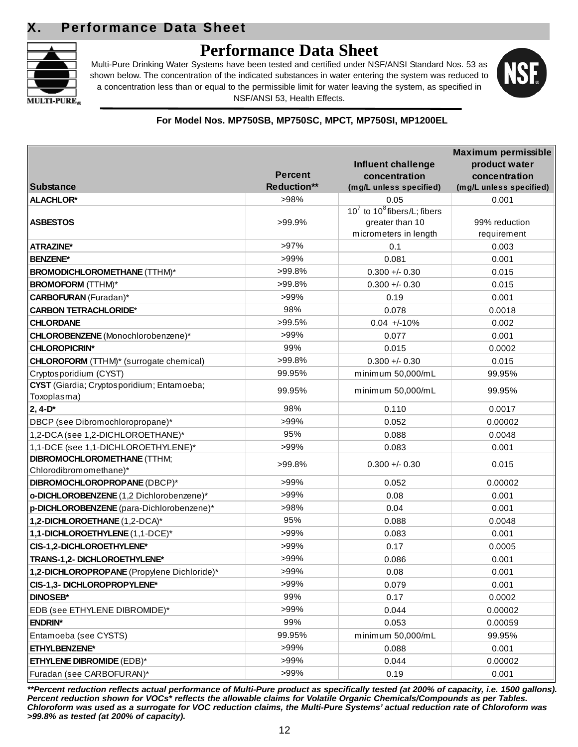## X. Performance Data Sheet

# Performance Data Sheet

Multi-Pure Drinking Water Systems have been tested and certified under NSF/ANSI Standard Nos. 53 as shown below. The concentration of the indicated substances in water entering the system was reduced to a concentration less than or equal to the permissible limit for water leaving the system, as specified in NSF/ANSI 53, Health Effects.

**For Model Nos. MP750SB, MP750SC, MPCT, MP750SI, MP1200EL**

| Substance | Percent Reduction** | Influent challenge concentration (mg/L unless specified) | Maximum permissible product water concentration (mg/L unless specified) |
|---|---|---|---|
| **ALACHLOR*** | >98% | 0.05 | 0.001 |
| **ASBESTOS** | >99.9% | $10^7$ to $10^8$ fibers/L; fibers greater than 10 micrometers in length | 99% reduction requirement |
| **ATRAZINE*** | >97% | 0.1 | 0.003 |
| **BENZENE*** | >99% | 0.081 | 0.001 |
| **BROMODICHLOROMETHANE** (TTHM)* | >99.8% | 0.300 +/- 0.30 | 0.015 |
| **BROMOFORM** (TTHM)* | >99.8% | 0.300 +/- 0.30 | 0.015 |
| **CARBOFURAN** (Furadan)* | >99% | 0.19 | 0.001 |
| **CARBON TETRACHLORIDE*** | 98% | 0.078 | 0.0018 |
| **CHLORDANE** | >99.5% | 0.04 +/-10% | 0.002 |
| **CHLOROBENZENE** (Monochlorobenzene)* | >99% | 0.077 | 0.001 |
| **CHLOROPICRIN*** | 99% | 0.015 | 0.0002 |
| **CHLOROFORM** (TTHM)* (surrogate chemical) | >99.8% | 0.300 +/- 0.30 | 0.015 |
| Cryptosporidium (CYST) | 99.95% | minimum 50,000/mL | 99.95% |
| **CYST** (Giardia; Cryptosporidium; Entamoeba; Toxoplasma) | 99.95% | minimum 50,000/mL | 99.95% |
| **2, 4-D*** | 98% | 0.110 | 0.0017 |
| DBCP (see Dibromochloropropane)* | >99% | 0.052 | 0.00002 |
| 1,2-DCA (see 1,2-DICHLOROETHANE)* | 95% | 0.088 | 0.0048 |
| 1,1-DCE (see 1,1-DICHLOROETHYLENE)* | >99% | 0.083 | 0.001 |
| **DIBROMOCHLOROMETHANE** (TTHM; Chlorodibromomethane)* | >99.8% | 0.300 +/- 0.30 | 0.015 |
| **DIBROMOCHLOROPROPANE** (DBCP)* | >99% | 0.052 | 0.00002 |
| **o-DICHLOROBENZENE** (1,2 Dichlorobenzene)* | >99% | 0.08 | 0.001 |
| **p-DICHLOROBENZENE** (para-Dichlorobenzene)* | >98% | 0.04 | 0.001 |
| **1,2-DICHLOROETHANE** (1,2-DCA)* | 95% | 0.088 | 0.0048 |
| **1,1-DICHLOROETHYLENE** (1,1-DCE)* | >99% | 0.083 | 0.001 |
| **CIS-1,2-DICHLOROETHYLENE*** | >99% | 0.17 | 0.0005 |
| **TRANS-1,2- DICHLOROETHYLENE*** | >99% | 0.086 | 0.001 |
| **1,2-DICHLOROPROPANE** (Propylene Dichloride)* | >99% | 0.08 | 0.001 |
| **CIS-1,3- DICHLOROPROPYLENE*** | >99% | 0.079 | 0.001 |
| **DINOSEB*** | 99% | 0.17 | 0.0002 |
| EDB (see ETHYLENE DIBROMIDE)* | >99% | 0.044 | 0.00002 |
| **ENDRIN*** | 99% | 0.053 | 0.00059 |
| Entamoeba (see CYSTS) | 99.95% | minimum 50,000/mL | 99.95% |
| **ETHYLBENZENE*** | >99% | 0.088 | 0.001 |
| **ETHYLENE DIBROMIDE** (EDB)* | >99% | 0.044 | 0.00002 |
| Furadan (see CARBOFURAN)* | >99% | 0.19 | 0.001 |

***\*\*Percent reduction reflects actual performance of Multi-Pure product as specifically tested (at 200% of capacity, i.e. 1500 gallons). Percent reduction shown for VOCs\* reflects the allowable claims for Volatile Organic Chemicals/Compounds as per Tables. Chloroform was used as a surrogate for VOC reduction claims, the Multi-Pure Systems' actual reduction rate of Chloroform was >99.8% as tested (at 200% of capacity).***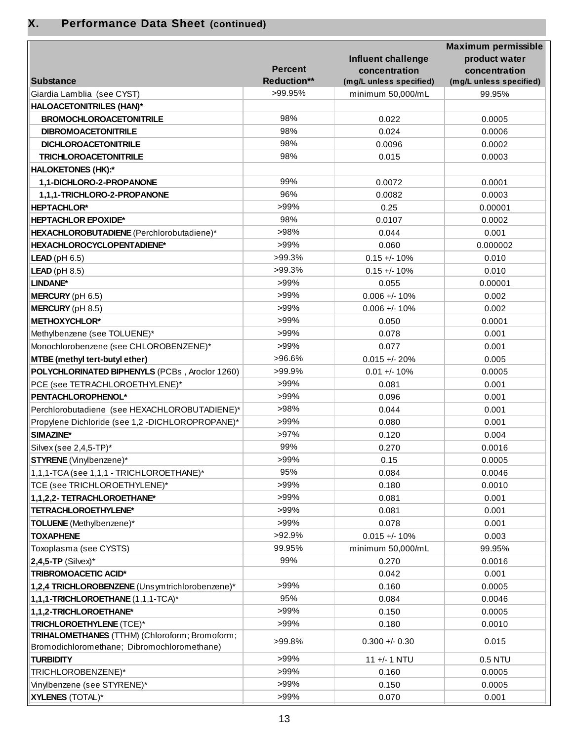## X. Performance Data Sheet (continued)

| Substance | Percent Reduction** | Influent challenge concentration (mg/L unless specified) | Maximum permissible product water concentration (mg/L unless specified) |
|---|---|---|---|
| Giardia Lamblia (see CYST) | >99.95% | minimum 50,000/mL | 99.95% |
| **HALOACETONITRILES (HAN)*** | | | |
| **BROMOCHLOROACETONITRILE** | 98% | 0.022 | 0.0005 |
| **DIBROMOACETONITRILE** | 98% | 0.024 | 0.0006 |
| **DICHLOROACETONITRILE** | 98% | 0.0096 | 0.0002 |
| **TRICHLOROACETONITRILE** | 98% | 0.015 | 0.0003 |
| **HALOKETONES (HK):*** | | | |
| **1,1-DICHLORO-2-PROPANONE** | 99% | 0.0072 | 0.0001 |
| **1,1,1-TRICHLORO-2-PROPANONE** | 96% | 0.0082 | 0.0003 |
| **HEPTACHLOR*** | >99% | 0.25 | 0.00001 |
| **HEPTACHLOR EPOXIDE*** | 98% | 0.0107 | 0.0002 |
| **HEXACHLOROBUTADIENE** (Perchlorobutadiene)* | >98% | 0.044 | 0.001 |
| **HEXACHLOROCYCLOPENTADIENE*** | >99% | 0.060 | 0.000002 |
| **LEAD** (pH 6.5) | >99.3% | 0.15 +/- 10% | 0.010 |
| **LEAD** (pH 8.5) | >99.3% | 0.15 +/- 10% | 0.010 |
| **LINDANE*** | >99% | 0.055 | 0.00001 |
| **MERCURY** (pH 6.5) | >99% | 0.006 +/- 10% | 0.002 |
| **MERCURY** (pH 8.5) | >99% | 0.006 +/- 10% | 0.002 |
| **METHOXYCHLOR*** | >99% | 0.050 | 0.0001 |
| Methylbenzene (see TOLUENE)* | >99% | 0.078 | 0.001 |
| Monochlorobenzene (see CHLOROBENZENE)* | >99% | 0.077 | 0.001 |
| **MTBE (methyl tert-butyl ether)** | >96.6% | 0.015 +/- 20% | 0.005 |
| **POLYCHLORINATED BIPHENYLS** (PCBs , Aroclor 1260) | >99.9% | 0.01 +/- 10% | 0.0005 |
| PCE (see TETRACHLOROETHYLENE)* | >99% | 0.081 | 0.001 |
| **PENTACHLOROPHENOL*** | >99% | 0.096 | 0.001 |
| Perchlorobutadiene (see HEXACHLOROBUTADIENE)* | >98% | 0.044 | 0.001 |
| Propylene Dichloride (see 1,2 -DICHLOROPROPANE)* | >99% | 0.080 | 0.001 |
| **SIMAZINE*** | >97% | 0.120 | 0.004 |
| Silvex (see 2,4,5-TP)* | 99% | 0.270 | 0.0016 |
| **STYRENE** (Vinylbenzene)* | >99% | 0.15 | 0.0005 |
| 1,1,1-TCA (see 1,1,1 - TRICHLOROETHANE)* | 95% | 0.084 | 0.0046 |
| TCE (see TRICHLOROETHYLENE)* | >99% | 0.180 | 0.0010 |
| **1,1,2,2- TETRACHLOROETHANE*** | >99% | 0.081 | 0.001 |
| **TETRACHLOROETHYLENE*** | >99% | 0.081 | 0.001 |
| **TOLUENE** (Methylbenzene)* | >99% | 0.078 | 0.001 |
| **TOXAPHENE** | >92.9% | 0.015 +/- 10% | 0.003 |
| Toxoplasma (see CYSTS) | 99.95% | minimum 50,000/mL | 99.95% |
| **2,4,5-TP** (Silvex)* | 99% | 0.270 | 0.0016 |
| **TRIBROMOACETIC ACID*** | | 0.042 | 0.001 |
| **1,2,4 TRICHLOROBENZENE** (Unsymtrichlorobenzene)* | >99% | 0.160 | 0.0005 |
| **1,1,1-TRICHLOROETHANE** (1,1,1-TCA)* | 95% | 0.084 | 0.0046 |
| **1,1,2-TRICHLOROETHANE*** | >99% | 0.150 | 0.0005 |
| **TRICHLOROETHYLENE** (TCE)* | >99% | 0.180 | 0.0010 |
| **TRIHALOMETHANES** (TTHM) (Chloroform; Bromoform; Bromodichloromethane; Dibromochloromethane) | >99.8% | 0.300 +/- 0.30 | 0.015 |
| **TURBIDITY** | >99% | 11 +/- 1 NTU | 0.5 NTU |
| TRICHLOROBENZENE)* | >99% | 0.160 | 0.0005 |
| Vinylbenzene (see STYRENE)* | >99% | 0.150 | 0.0005 |
| **XYLENES** (TOTAL)* | >99% | 0.070 | 0.001 |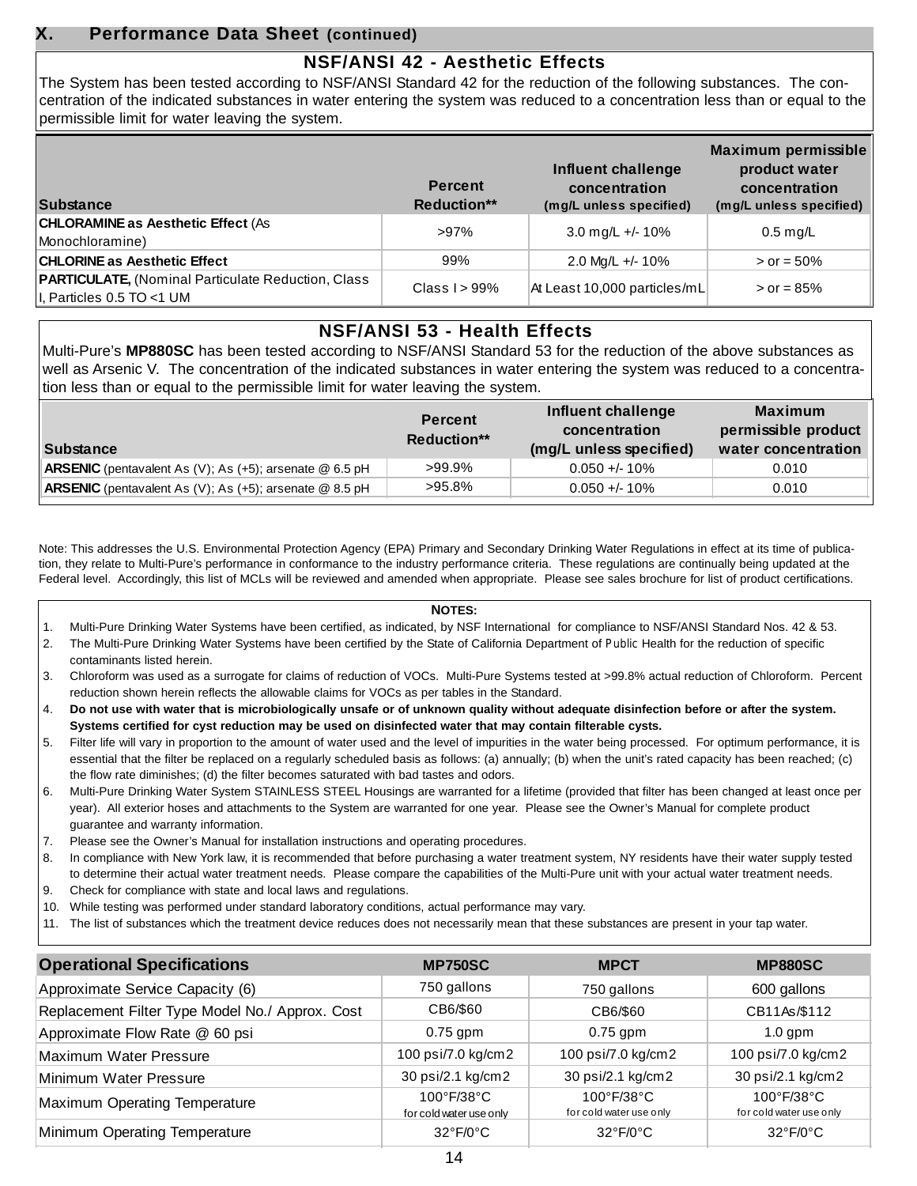## X. Performance Data Sheet (continued)

### NSF/ANSI 42 - Aesthetic Effects

The System has been tested according to NSF/ANSI Standard 42 for the reduction of the following substances. The concentration of the indicated substances in water entering the system was reduced to a concentration less than or equal to the permissible limit for water leaving the system.

| Substance | Percent Reduction** | Influent challenge concentration (mg/L unless specified) | Maximum permissible product water concentration (mg/L unless specified) |
|---|---|---|---|
| **CHLORAMINE as Aesthetic Effect** (As Monochloramine) | >97% | 3.0 mg/L +/- 10% | 0.5 mg/L |
| **CHLORINE as Aesthetic Effect** | 99% | 2.0 Mg/L +/- 10% | > or = 50% |
| **PARTICULATE,** (Nominal Particulate Reduction, Class I, Particles 0.5 TO <1 UM | Class I > 99% | At Least 10,000 particles/mL | > or = 85% |

### NSF/ANSI 53 - Health Effects

Multi-Pure's **MP880SC** has been tested according to NSF/ANSI Standard 53 for the reduction of the above substances as well as Arsenic V. The concentration of the indicated substances in water entering the system was reduced to a concentration less than or equal to the permissible limit for water leaving the system.

| Substance | Percent Reduction** | Influent challenge concentration (mg/L unless specified) | Maximum permissible product water concentration |
|---|---|---|---|
| **ARSENIC** (pentavalent As (V); As (+5); arsenate @ 6.5 pH | >99.9% | 0.050 +/- 10% | 0.010 |
| **ARSENIC** (pentavalent As (V); As (+5); arsenate @ 8.5 pH | >95.8% | 0.050 +/- 10% | 0.010 |

Note: This addresses the U.S. Environmental Protection Agency (EPA) Primary and Secondary Drinking Water Regulations in effect at its time of publication, they relate to Multi-Pure's performance in conformance to the industry performance criteria. These regulations are continually being updated at the Federal level. Accordingly, this list of MCLs will be reviewed and amended when appropriate. Please see sales brochure for list of product certifications.

**NOTES:**

1. Multi-Pure Drinking Water Systems have been certified, as indicated, by NSF International for compliance to NSF/ANSI Standard Nos. 42 & 53.
2. The Multi-Pure Drinking Water Systems have been certified by the State of California Department of Public Health for the reduction of specific contaminants listed herein.
3. Chloroform was used as a surrogate for claims of reduction of VOCs. Multi-Pure Systems tested at >99.8% actual reduction of Chloroform. Percent reduction shown herein reflects the allowable claims for VOCs as per tables in the Standard.
4. **Do not use with water that is microbiologically unsafe or of unknown quality without adequate disinfection before or after the system. Systems certified for cyst reduction may be used on disinfected water that may contain filterable cysts.**
5. Filter life will vary in proportion to the amount of water used and the level of impurities in the water being processed. For optimum performance, it is essential that the filter be replaced on a regularly scheduled basis as follows: (a) annually; (b) when the unit's rated capacity has been reached; (c) the flow rate diminishes; (d) the filter becomes saturated with bad tastes and odors.
6. Multi-Pure Drinking Water System STAINLESS STEEL Housings are warranted for a lifetime (provided that filter has been changed at least once per year). All exterior hoses and attachments to the System are warranted for one year. Please see the Owner's Manual for complete product guarantee and warranty information.
7. Please see the Owner's Manual for installation instructions and operating procedures.
8. In compliance with New York law, it is recommended that before purchasing a water treatment system, NY residents have their water supply tested to determine their actual water treatment needs. Please compare the capabilities of the Multi-Pure unit with your actual water treatment needs.
9. Check for compliance with state and local laws and regulations.
10. While testing was performed under standard laboratory conditions, actual performance may vary.
11. The list of substances which the treatment device reduces does not necessarily mean that these substances are present in your tap water.

| Operational Specifications | MP750SC | MPCT | MP880SC |
|---|---|---|---|
| Approximate Service Capacity (6) | 750 gallons | 750 gallons | 600 gallons |
| Replacement Filter Type Model No./ Approx. Cost | CB6/$60 | CB6/$60 | CB11As/$112 |
| Approximate Flow Rate @ 60 psi | 0.75 gpm | 0.75 gpm | 1.0 gpm |
| Maximum Water Pressure | 100 psi/7.0 kg/cm2 | 100 psi/7.0 kg/cm2 | 100 psi/7.0 kg/cm2 |
| Minimum Water Pressure | 30 psi/2.1 kg/cm2 | 30 psi/2.1 kg/cm2 | 30 psi/2.1 kg/cm2 |
| Maximum Operating Temperature | 100°F/38°C for cold water use only | 100°F/38°C for cold water use only | 100°F/38°C for cold water use only |
| Minimum Operating Temperature | 32°F/0°C | 32°F/0°C | 32°F/0°C |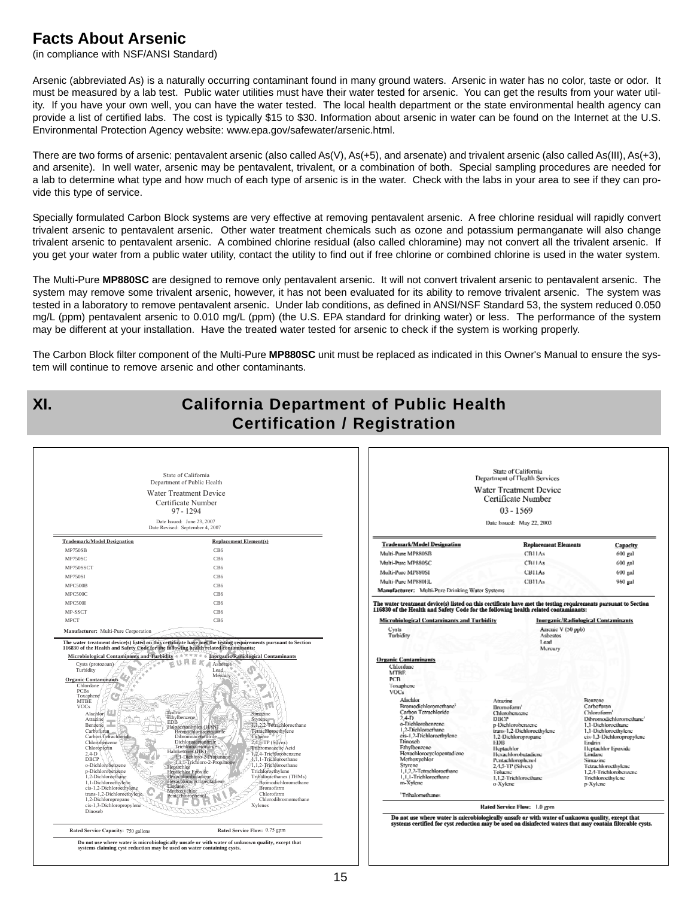# Facts About Arsenic

(in compliance with NSF/ANSI Standard)

Arsenic (abbreviated As) is a naturally occurring contaminant found in many ground waters. Arsenic in water has no color, taste or odor. It must be measured by a lab test. Public water utilities must have their water tested for arsenic. You can get the results from your water utility. If you have your own well, you can have the water tested. The local health department or the state environmental health agency can provide a list of certified labs. The cost is typically $15 to $30. Information about arsenic in water can be found on the Internet at the U.S. Environmental Protection Agency website: www.epa.gov/safewater/arsenic.html.

There are two forms of arsenic: pentavalent arsenic (also called As(V), As(+5), and arsenate) and trivalent arsenic (also called As(III), As(+3), and arsenite). In well water, arsenic may be pentavalent, trivalent, or a combination of both. Special sampling procedures are needed for a lab to determine what type and how much of each type of arsenic is in the water. Check with the labs in your area to see if they can provide this type of service.

Specially formulated Carbon Block systems are very effective at removing pentavalent arsenic. A free chlorine residual will rapidly convert trivalent arsenic to pentavalent arsenic. Other water treatment chemicals such as ozone and potassium permanganate will also change trivalent arsenic to pentavalent arsenic. A combined chlorine residual (also called chloramine) may not convert all the trivalent arsenic. If you get your water from a public water utility, contact the utility to find out if free chlorine or combined chlorine is used in the water system.

The Multi-Pure **MP880SC** are designed to remove only pentavalent arsenic. It will not convert trivalent arsenic to pentavalent arsenic. The system may remove some trivalent arsenic, however, it has not been evaluated for its ability to remove trivalent arsenic. The system was tested in a laboratory to remove pentavalent arsenic. Under lab conditions, as defined in ANSI/NSF Standard 53, the system reduced 0.050 mg/L (ppm) pentavalent arsenic to 0.010 mg/L (ppm) (the U.S. EPA standard for drinking water) or less. The performance of the system may be different at your installation. Have the treated water tested for arsenic to check if the system is working properly.

The Carbon Block filter component of the Multi-Pure **MP880SC** unit must be replaced as indicated in this Owner's Manual to ensure the system will continue to remove arsenic and other contaminants.

## XI. California Department of Public Health Certification / Registration

State of California
Department of Public Health
Water Treatment Device
Certificate Number
97 - 1294

Date Issued: June 23, 2007
Date Revised: September 4, 2007

| Trademark/Model Designation | Replacement Element(s) |
|---|---|
| MP750SB | CB6 |
| MP750SC | CB6 |
| MP750SSCT | CB6 |
| MP750SI | CB6 |
| MPC500B | CB6 |
| MPC500C | CB6 |
| MPC500I | CB6 |
| MP-SSCT | CB6 |
| MPCT | CB6 |

Manufacturer: Multi-Pure Corporation

The water treatment device(s) listed on this certificate have met the testing requirements pursuant to Section 116830 of the Health and Safety Code for the following health related contaminants:

**Microbiological Contaminants and Turbidity**
Cysts (protozoan)
Turbidity

**Inorganic/Radiological Contaminants**
Asbestos
Lead
Mercury

**Organic Contaminants**
Chlordane
PCBs
Toxaphene
MTBE
VOCs

Alachlor, Atrazine, Benzene, Carbofuran, Carbon Tetrachloride, Chlorobenzene, Chloropicrin, 2,4-D, DBCP, o-Dichlorobenzene, p-Dichlorobenzene, 1,2-Dichloroethane, 1,1-Dichloroethylene, cis-1,2-Dichloroethylene, trans-1,2-Dichloroethylene, 1,2-Dichloropropane, cis-1,3-Dichloropropylene, Dinoseb, Endrin, Ethylbenzene, EDB, Haloacetonitriles (HAN), Bromochloroacetonitrile, Dibromoacetonitrile, Dichloroacetonitrile, Trichloroacetonitrile, Haloketones (HK), 1,1-Dichloro-2-Propanone, 1,1,1-Trichloro-2-Propanone, Heptachlor, Heptachlor Epoxide, Hexachlorobutadiene, Hexachlorocyclopentadiene, Lindane, Methoxychlor, Pentachlorophenol, Simazine, Styrene, 1,1,2,2-Tetrachloroethane, Tetrachloroethylene, Toluene, 2,4,5-TP (Silvex), Tribromoacetic Acid, 1,2,4-Trichlorobenzene, 1,1,1-Trichloroethane, 1,1,2-Trichloroethane, Trichloroethylene, Trihalomethanes (THMs), Bromodichloromethane, Bromoform, Chloroform, Chlorodibromomethane, Xylenes

Rated Service Capacity: 750 gallons
Rated Service Flow: 0.75 gpm

**Do not use where water is microbiologically unsafe or with water of unknown quality, except that systems claiming cyst reduction may be used on water containing cysts.**

---

State of California
Department of Health Services
Water Treatment Device
Certificate Number
03 - 1569

Date Issued: May 22, 2003

| Trademark/Model Designation | Replacement Elements | Capacity |
|---|---|---|
| Multi-Pure MP880SB | CB11As | 600 gal |
| Multi-Pure MP880SC | CB11As | 600 gal |
| Multi-Pure MP880SI | CB11As | 600 gal |
| Multi-Pure MP880EL | CB11As | 960 gal |

**Manufacturer:** Multi-Pure Drinking Water Systems

**The water treatment device(s) listed on this certificate have met the testing requirements pursuant to Section 116830 of the Health and Safety Code for the following health related contaminants:**

**Microbiological Contaminants and Turbidity**
Cysts
Turbidity

**Inorganic/Radiological Contaminants**
Arsenic V (50 ppb)
Asbestos
Lead
Mercury

**Organic Contaminants**
Chlordane
MTBE
PCB
Toxaphene
VOCs

Alachlor, Bromodichloromethane[1], Carbon Tetrachloride, 2,4-D, o-Dichlorobenzene, 1,2-Dichloroethane, cis-1,2-Dichloroethylene, Dinoseb, Ethylbenzene, Hexachlorocyclopentadiene, Methoxychlor, Styrene, 1,1,2,2-Tetrachloroethane, 1,1,1-Trichloroethane, m-Xylene, Atrazine, Bromoform[1], Chlorobenzene, DBCP, p-Dichlorobenzene, trans-1,2-Dichloroethylene, 1,2-Dichloropropane, EDB, Heptachlor, Hexachlorobutadiene, Pentachlorophenol, 2,4,5-TP (Silvex), Toluene, 1,1,2-Trichloroethane, o-Xylene, Benzene, Carbofuran, Chloroform[1], Dibromochloromethane[1], 1,1-Dichloroethane, 1,1-Dichloroethylene, cis-1,3-Dichloropropylene, Endrin, Heptachlor Epoxide, Lindane, Simazine, Tetrachloroethylene, 1,2,4-Trichlorobenzene, Trichloroethylene, p-Xylene

[1] Trihalomethanes

Rated Service Flow: 1.0 gpm

**Do not use where water is microbiologically unsafe or with water of unknown quality, except that systems certified for cyst reduction may be used on disinfected waters that may contain filterable cysts.**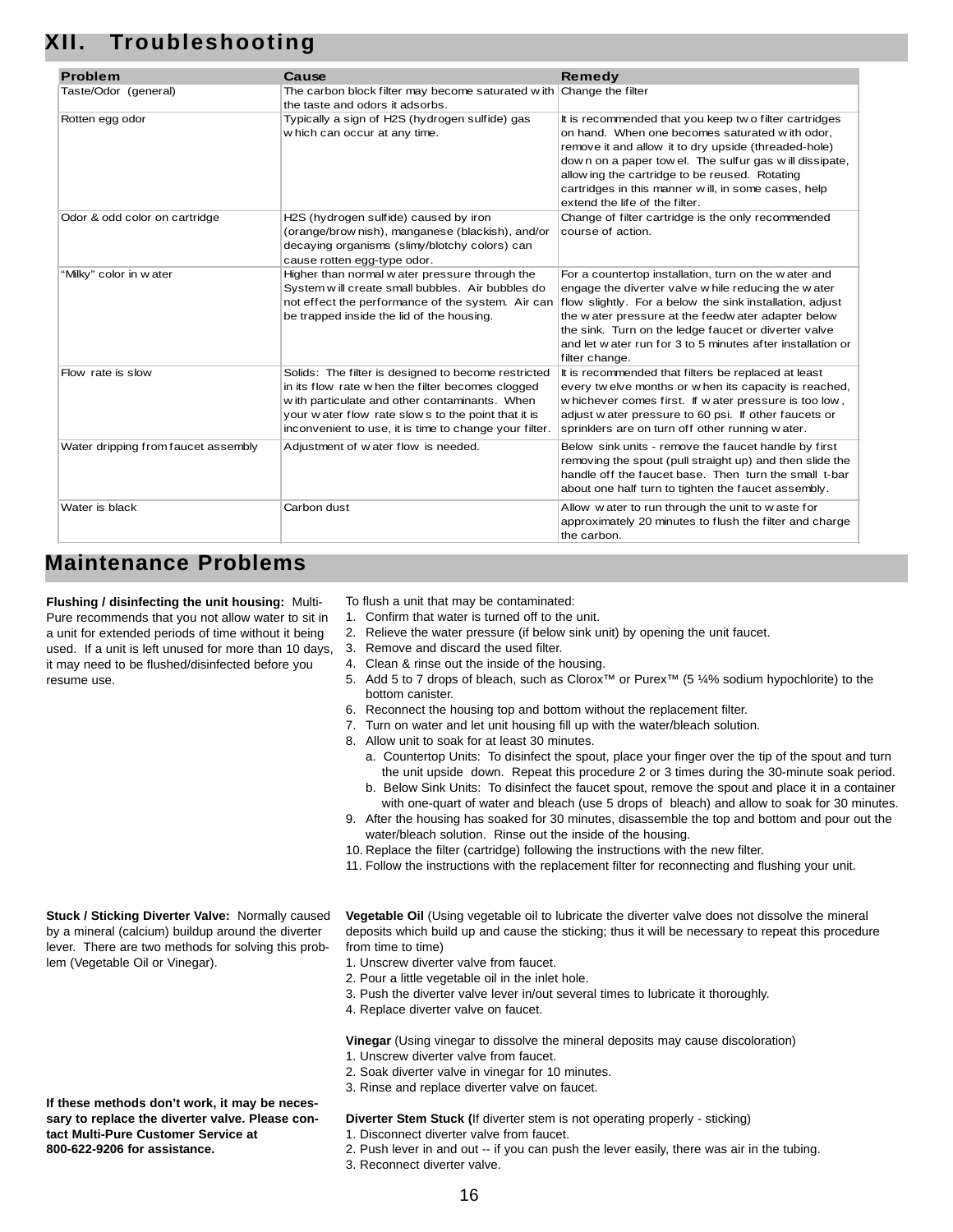## XII. Troubleshooting

| Problem | Cause | Remedy |
|---|---|---|
| Taste/Odor (general) | The carbon block filter may become saturated with the taste and odors it adsorbs. | Change the filter |
| Rotten egg odor | Typically a sign of H2S (hydrogen sulfide) gas which can occur at any time. | It is recommended that you keep two filter cartridges on hand. When one becomes saturated with odor, remove it and allow it to dry upside (threaded-hole) down on a paper towel. The sulfur gas will dissipate, allowing the cartridge to be reused. Rotating cartridges in this manner will, in some cases, help extend the life of the filter. |
| Odor & odd color on cartridge | H2S (hydrogen sulfide) caused by iron (orange/brownish), manganese (blackish), and/or decaying organisms (slimy/blotchy colors) can cause rotten egg-type odor. | Change of filter cartridge is the only recommended course of action. |
| "Milky" color in water | Higher than normal water pressure through the System will create small bubbles. Air bubbles do not effect the performance of the system. Air can be trapped inside the lid of the housing. | For a countertop installation, turn on the water and engage the diverter valve while reducing the water flow slightly. For a below the sink installation, adjust the water pressure at the feedwater adapter below the sink. Turn on the ledge faucet or diverter valve and let water run for 3 to 5 minutes after installation or filter change. |
| Flow rate is slow | Solids: The filter is designed to become restricted in its flow rate when the filter becomes clogged with particulate and other contaminants. When your water flow rate slows to the point that it is inconvenient to use, it is time to change your filter. | It is recommended that filters be replaced at least every twelve months or when its capacity is reached, whichever comes first. If water pressure is too low, adjust water pressure to 60 psi. If other faucets or sprinklers are on turn off other running water. |
| Water dripping from faucet assembly | Adjustment of water flow is needed. | Below sink units - remove the faucet handle by first removing the spout (pull straight up) and then slide the handle off the faucet base. Then turn the small t-bar about one half turn to tighten the faucet assembly. |
| Water is black | Carbon dust | Allow water to run through the unit to waste for approximately 20 minutes to flush the filter and charge the carbon. |

## Maintenance Problems

**Flushing / disinfecting the unit housing:** Multi-Pure recommends that you not allow water to sit in a unit for extended periods of time without it being used. If a unit is left unused for more than 10 days, it may need to be flushed/disinfected before you resume use.

To flush a unit that may be contaminated:

1. Confirm that water is turned off to the unit.
2. Relieve the water pressure (if below sink unit) by opening the unit faucet.
3. Remove and discard the used filter.
4. Clean & rinse out the inside of the housing.
5. Add 5 to 7 drops of bleach, such as Clorox™ or Purex™ (5 ¼% sodium hypochlorite) to the bottom canister.
6. Reconnect the housing top and bottom without the replacement filter.
7. Turn on water and let unit housing fill up with the water/bleach solution.
8. Allow unit to soak for at least 30 minutes.
   a. Countertop Units: To disinfect the spout, place your finger over the tip of the spout and turn the unit upside down. Repeat this procedure 2 or 3 times during the 30-minute soak period.
   b. Below Sink Units: To disinfect the faucet spout, remove the spout and place it in a container with one-quart of water and bleach (use 5 drops of bleach) and allow to soak for 30 minutes.
9. After the housing has soaked for 30 minutes, disassemble the top and bottom and pour out the water/bleach solution. Rinse out the inside of the housing.
10. Replace the filter (cartridge) following the instructions with the new filter.
11. Follow the instructions with the replacement filter for reconnecting and flushing your unit.

**Stuck / Sticking Diverter Valve:** Normally caused by a mineral (calcium) buildup around the diverter lever. There are two methods for solving this problem (Vegetable Oil or Vinegar).

**Vegetable Oil** (Using vegetable oil to lubricate the diverter valve does not dissolve the mineral deposits which build up and cause the sticking; thus it will be necessary to repeat this procedure from time to time)

1. Unscrew diverter valve from faucet.
2. Pour a little vegetable oil in the inlet hole.
3. Push the diverter valve lever in/out several times to lubricate it thoroughly.
4. Replace diverter valve on faucet.

**Vinegar** (Using vinegar to dissolve the mineral deposits may cause discoloration)

1. Unscrew diverter valve from faucet.
2. Soak diverter valve in vinegar for 10 minutes.
3. Rinse and replace diverter valve on faucet.

**If these methods don't work, it may be necessary to replace the diverter valve. Please contact Multi-Pure Customer Service at 800-622-9206 for assistance.**

**Diverter Stem Stuck (**If diverter stem is not operating properly - sticking)

1. Disconnect diverter valve from faucet.
2. Push lever in and out -- if you can push the lever easily, there was air in the tubing.
3. Reconnect diverter valve.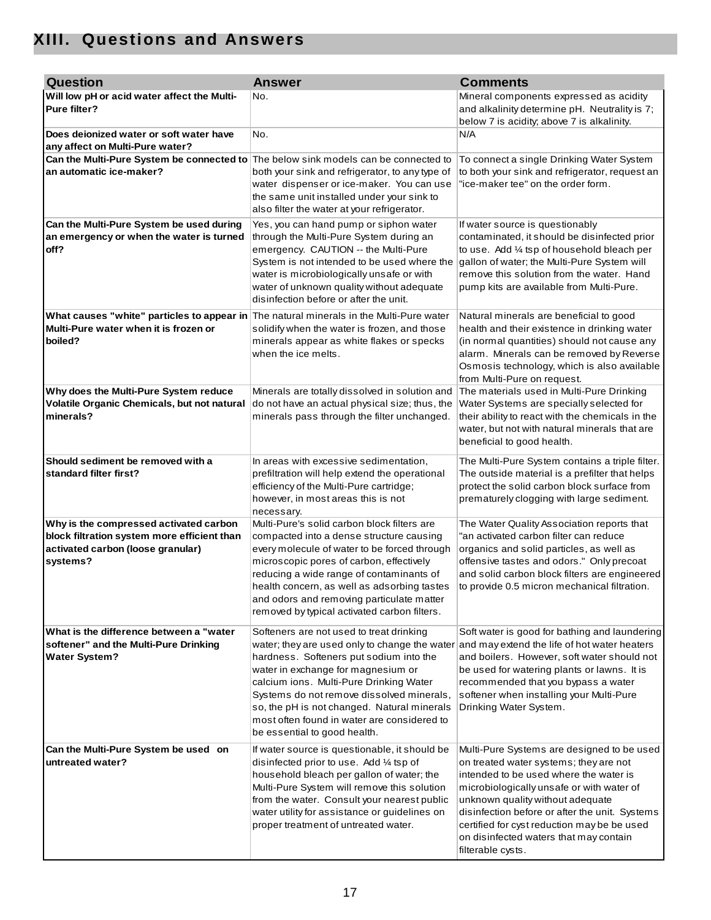## XIII. Questions and Answers

| Question | Answer | Comments |
|---|---|---|
| **Will low pH or acid water affect the Multi-Pure filter?** | No. | Mineral components expressed as acidity and alkalinity determine pH. Neutrality is 7; below 7 is acidity; above 7 is alkalinity. |
| **Does deionized water or soft water have any affect on Multi-Pure water?** | No. | N/A |
| **Can the Multi-Pure System be connected to an automatic ice-maker?** | The below sink models can be connected to both your sink and refrigerator, to any type of water dispenser or ice-maker. You can use the same unit installed under your sink to also filter the water at your refrigerator. | To connect a single Drinking Water System to both your sink and refrigerator, request an "ice-maker tee" on the order form. |
| **Can the Multi-Pure System be used during an emergency or when the water is turned off?** | Yes, you can hand pump or siphon water through the Multi-Pure System during an emergency. CAUTION -- the Multi-Pure System is not intended to be used where the water is microbiologically unsafe or with water of unknown quality without adequate disinfection before or after the unit. | If water source is questionably contaminated, it should be disinfected prior to use. Add ¼ tsp of household bleach per gallon of water; the Multi-Pure System will remove this solution from the water. Hand pump kits are available from Multi-Pure. |
| **What causes "white" particles to appear in Multi-Pure water when it is frozen or boiled?** | The natural minerals in the Multi-Pure water solidify when the water is frozen, and those minerals appear as white flakes or specks when the ice melts. | Natural minerals are beneficial to good health and their existence in drinking water (in normal quantities) should not cause any alarm. Minerals can be removed by Reverse Osmosis technology, which is also available from Multi-Pure on request. |
| **Why does the Multi-Pure System reduce Volatile Organic Chemicals, but not natural minerals?** | Minerals are totally dissolved in solution and do not have an actual physical size; thus, the minerals pass through the filter unchanged. | The materials used in Multi-Pure Drinking Water Systems are specially selected for their ability to react with the chemicals in the water, but not with natural minerals that are beneficial to good health. |
| **Should sediment be removed with a standard filter first?** | In areas with excessive sedimentation, prefiltration will help extend the operational efficiency of the Multi-Pure cartridge; however, in most areas this is not necessary. | The Multi-Pure System contains a triple filter. The outside material is a prefilter that helps protect the solid carbon block surface from prematurely clogging with large sediment. |
| **Why is the compressed activated carbon block filtration system more efficient than activated carbon (loose granular) systems?** | Multi-Pure's solid carbon block filters are compacted into a dense structure causing every molecule of water to be forced through microscopic pores of carbon, effectively reducing a wide range of contaminants of health concern, as well as adsorbing tastes and odors and removing particulate matter removed by typical activated carbon filters. | The Water Quality Association reports that "an activated carbon filter can reduce organics and solid particles, as well as offensive tastes and odors." Only precoat and solid carbon block filters are engineered to provide 0.5 micron mechanical filtration. |
| **What is the difference between a "water softener" and the Multi-Pure Drinking Water System?** | Softeners are not used to treat drinking water; they are used only to change the water hardness. Softeners put sodium into the water in exchange for magnesium or calcium ions. Multi-Pure Drinking Water Systems do not remove dissolved minerals, so, the pH is not changed. Natural minerals most often found in water are considered to be essential to good health. | Soft water is good for bathing and laundering and may extend the life of hot water heaters and boilers. However, soft water should not be used for watering plants or lawns. It is recommended that you bypass a water softener when installing your Multi-Pure Drinking Water System. |
| **Can the Multi-Pure System be used on untreated water?** | If water source is questionable, it should be disinfected prior to use. Add ¼ tsp of household bleach per gallon of water; the Multi-Pure System will remove this solution from the water. Consult your nearest public water utility for assistance or guidelines on proper treatment of untreated water. | Multi-Pure Systems are designed to be used on treated water systems; they are not intended to be used where the water is microbiologically unsafe or with water of unknown quality without adequate disinfection before or after the unit. Systems certified for cyst reduction may be be used on disinfected waters that may contain filterable cysts. |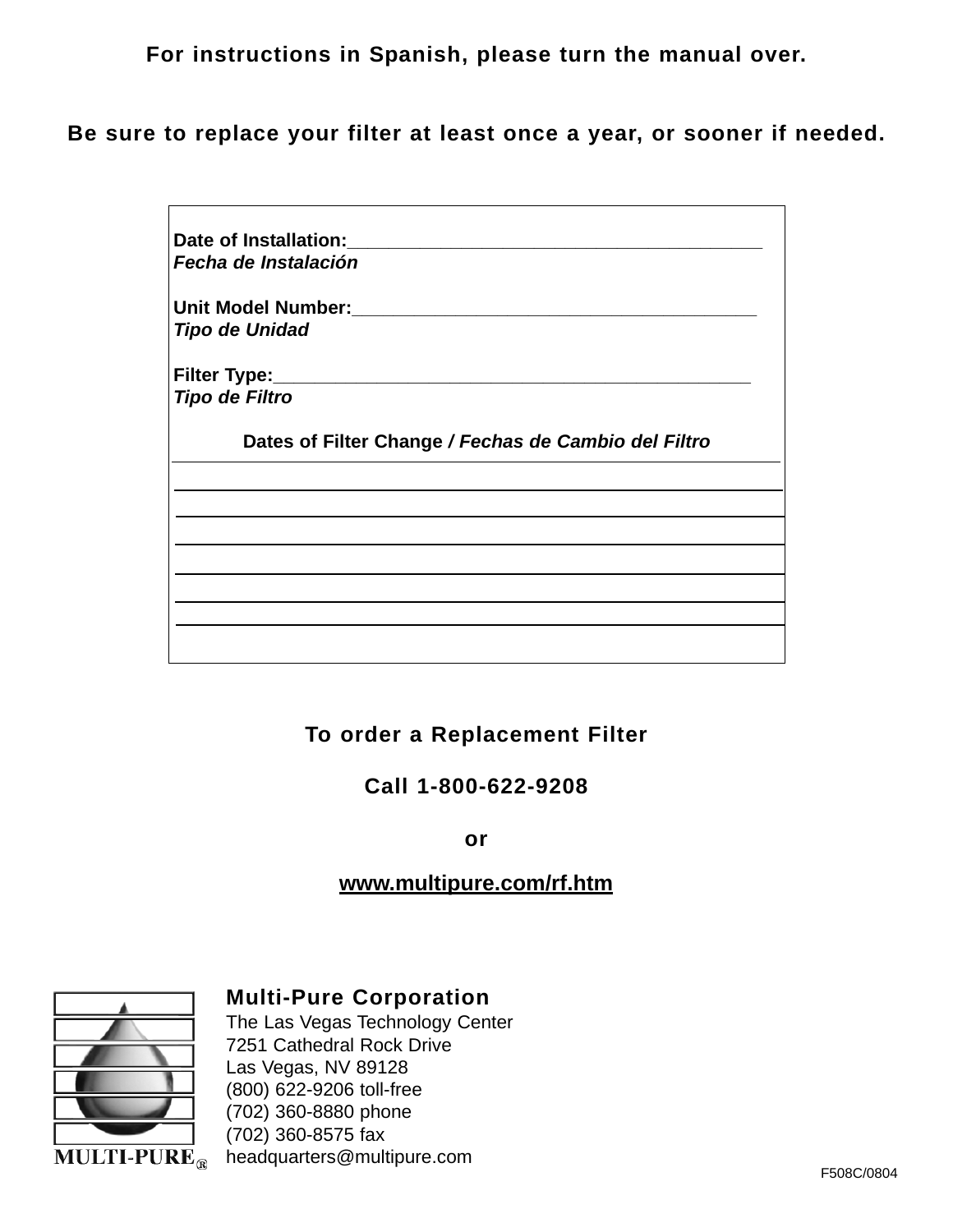**For instructions in Spanish, please turn the manual over.**

**Be sure to replace your filter at least once a year, or sooner if needed.**

**Date of Installation:**__________________________________________
***Fecha de Instalación***

**Unit Model Number:**__________________________________________
***Tipo de Unidad***

**Filter Type:**________________________________________________
***Tipo de Filtro***

**Dates of Filter Change /** ***Fechas de Cambio del Filtro***

______________________________________________________________

______________________________________________________________

______________________________________________________________

______________________________________________________________

______________________________________________________________

______________________________________________________________

______________________________________________________________

**To order a Replacement Filter**

**Call 1-800-622-9208**

**or**

**www.multipure.com/rf.htm**

MULTI-PURE®

**Multi-Pure Corporation**
The Las Vegas Technology Center
7251 Cathedral Rock Drive
Las Vegas, NV 89128
(800) 622-9206 toll-free
(702) 360-8880 phone
(702) 360-8575 fax
headquarters@multipure.com

F508C/0804